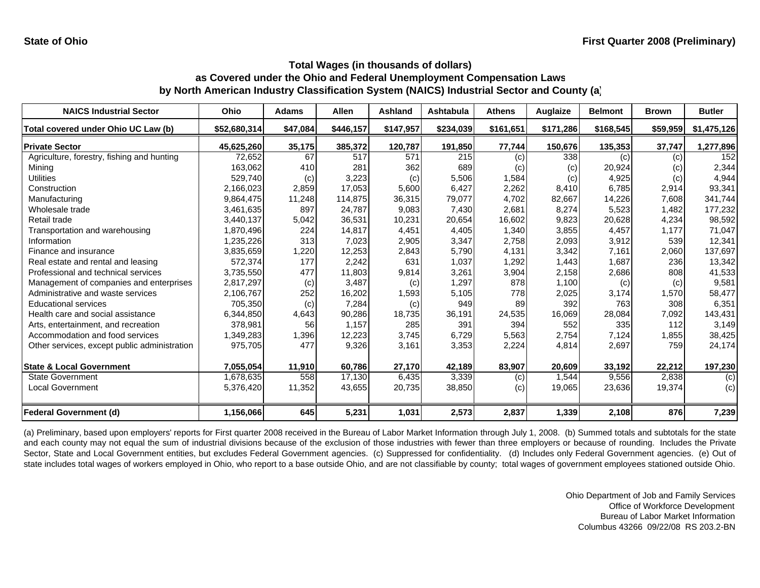State of Ohio

First Quarter 2008 (Preliminary)

## Total Wages (in thousands of dollars)
## as Covered under the Ohio and Federal Unemployment Compensation Laws
## by North American Industry Classification System (NAICS) Industrial Sector and County (a)

| NAICS Industrial Sector | Ohio | Adams | Allen | Ashland | Ashtabula | Athens | Auglaize | Belmont | Brown | Butler |
|---|---|---|---|---|---|---|---|---|---|---|
| **Total covered under Ohio UC Law (b)** | **$52,680,314** | **$47,084** | **$446,157** | **$147,957** | **$234,039** | **$161,651** | **$171,286** | **$168,545** | **$59,959** | **$1,475,126** |
| **Private Sector** | **45,625,260** | **35,175** | **385,372** | **120,787** | **191,850** | **77,744** | **150,676** | **135,353** | **37,747** | **1,277,896** |
| Agriculture, forestry, fishing and hunting | 72,652 | 67 | 517 | 571 | 215 | (c) | 338 | (c) | (c) | 152 |
| Mining | 163,062 | 410 | 281 | 362 | 689 | (c) | (c) | 20,924 | (c) | 2,344 |
| Utilities | 529,740 | (c) | 3,223 | (c) | 5,506 | 1,584 | (c) | 4,925 | (c) | 4,944 |
| Construction | 2,166,023 | 2,859 | 17,053 | 5,600 | 6,427 | 2,262 | 8,410 | 6,785 | 2,914 | 93,341 |
| Manufacturing | 9,864,475 | 11,248 | 114,875 | 36,315 | 79,077 | 4,702 | 82,667 | 14,226 | 7,608 | 341,744 |
| Wholesale trade | 3,461,635 | 897 | 24,787 | 9,083 | 7,430 | 2,681 | 8,274 | 5,523 | 1,482 | 177,232 |
| Retail trade | 3,440,137 | 5,042 | 36,531 | 10,231 | 20,654 | 16,602 | 9,823 | 20,628 | 4,234 | 98,592 |
| Transportation and warehousing | 1,870,496 | 224 | 14,817 | 4,451 | 4,405 | 1,340 | 3,855 | 4,457 | 1,177 | 71,047 |
| Information | 1,235,226 | 313 | 7,023 | 2,905 | 3,347 | 2,758 | 2,093 | 3,912 | 539 | 12,341 |
| Finance and insurance | 3,835,659 | 1,220 | 12,253 | 2,843 | 5,790 | 4,131 | 3,342 | 7,161 | 2,060 | 137,697 |
| Real estate and rental and leasing | 572,374 | 177 | 2,242 | 631 | 1,037 | 1,292 | 1,443 | 1,687 | 236 | 13,342 |
| Professional and technical services | 3,735,550 | 477 | 11,803 | 9,814 | 3,261 | 3,904 | 2,158 | 2,686 | 808 | 41,533 |
| Management of companies and enterprises | 2,817,297 | (c) | 3,487 | (c) | 1,297 | 878 | 1,100 | (c) | (c) | 9,581 |
| Administrative and waste services | 2,106,767 | 252 | 16,202 | 1,593 | 5,105 | 778 | 2,025 | 3,174 | 1,570 | 58,477 |
| Educational services | 705,350 | (c) | 7,284 | (c) | 949 | 89 | 392 | 763 | 308 | 6,351 |
| Health care and social assistance | 6,344,850 | 4,643 | 90,286 | 18,735 | 36,191 | 24,535 | 16,069 | 28,084 | 7,092 | 143,431 |
| Arts, entertainment, and recreation | 378,981 | 56 | 1,157 | 285 | 391 | 394 | 552 | 335 | 112 | 3,149 |
| Accommodation and food services | 1,349,283 | 1,396 | 12,223 | 3,745 | 6,729 | 5,563 | 2,754 | 7,124 | 1,855 | 38,425 |
| Other services, except public administration | 975,705 | 477 | 9,326 | 3,161 | 3,353 | 2,224 | 4,814 | 2,697 | 759 | 24,174 |
| **State & Local Government** | **7,055,054** | **11,910** | **60,786** | **27,170** | **42,189** | **83,907** | **20,609** | **33,192** | **22,212** | **197,230** |
| State Government | 1,678,635 | 558 | 17,130 | 6,435 | 3,339 | (c) | 1,544 | 9,556 | 2,838 | (c) |
| Local Government | 5,376,420 | 11,352 | 43,655 | 20,735 | 38,850 | (c) | 19,065 | 23,636 | 19,374 | (c) |
| **Federal Government (d)** | **1,156,066** | **645** | **5,231** | **1,031** | **2,573** | **2,837** | **1,339** | **2,108** | **876** | **7,239** |

(a) Preliminary, based upon employers' reports for First quarter 2008 received in the Bureau of Labor Market Information through July 1, 2008. (b) Summed totals and subtotals for the state and each county may not equal the sum of industrial divisions because of the exclusion of those industries with fewer than three employers or because of rounding. Includes the Private Sector, State and Local Government entities, but excludes Federal Government agencies. (c) Suppressed for confidentiality. (d) Includes only Federal Government agencies. (e) Out of state includes total wages of workers employed in Ohio, who report to a base outside Ohio, and are not classifiable by county; total wages of government employees stationed outside Ohio.

Ohio Department of Job and Family Services
Office of Workforce Development
Bureau of Labor Market Information
Columbus 43266 09/22/08 RS 203.2-BN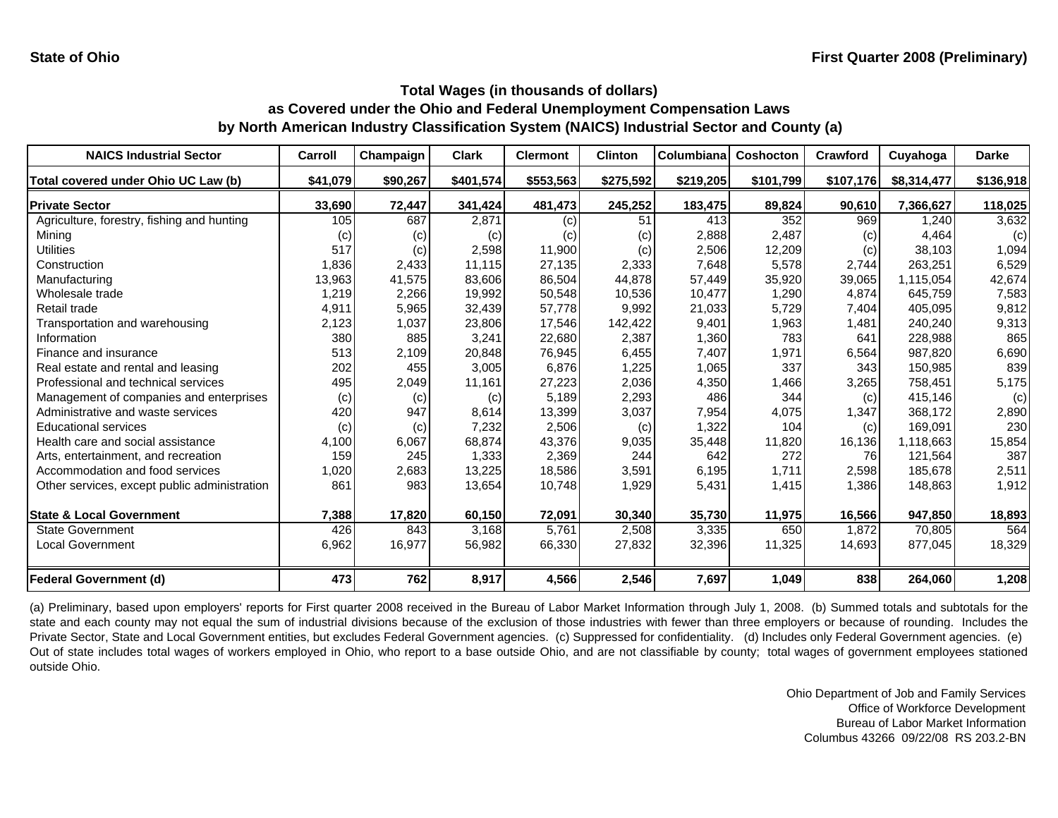State of Ohio

First Quarter 2008 (Preliminary)

## Total Wages (in thousands of dollars) as Covered under the Ohio and Federal Unemployment Compensation Laws by North American Industry Classification System (NAICS) Industrial Sector and County (a)

| NAICS Industrial Sector | Carroll | Champaign | Clark | Clermont | Clinton | Columbiana | Coshocton | Crawford | Cuyahoga | Darke |
|---|---|---|---|---|---|---|---|---|---|---|
| Total covered under Ohio UC Law (b) | $41,079 | $90,267 | $401,574 | $553,563 | $275,592 | $219,205 | $101,799 | $107,176 | $8,314,477 | $136,918 |
| **Private Sector** | **33,690** | **72,447** | **341,424** | **481,473** | **245,252** | **183,475** | **89,824** | **90,610** | **7,366,627** | **118,025** |
| Agriculture, forestry, fishing and hunting | 105 | 687 | 2,871 | (c) | 51 | 413 | 352 | 969 | 1,240 | 3,632 |
| Mining | (c) | (c) | (c) | (c) | (c) | 2,888 | 2,487 | (c) | 4,464 | (c) |
| Utilities | 517 | (c) | 2,598 | 11,900 | (c) | 2,506 | 12,209 | (c) | 38,103 | 1,094 |
| Construction | 1,836 | 2,433 | 11,115 | 27,135 | 2,333 | 7,648 | 5,578 | 2,744 | 263,251 | 6,529 |
| Manufacturing | 13,963 | 41,575 | 83,606 | 86,504 | 44,878 | 57,449 | 35,920 | 39,065 | 1,115,054 | 42,674 |
| Wholesale trade | 1,219 | 2,266 | 19,992 | 50,548 | 10,536 | 10,477 | 1,290 | 4,874 | 645,759 | 7,583 |
| Retail trade | 4,911 | 5,965 | 32,439 | 57,778 | 9,992 | 21,033 | 5,729 | 7,404 | 405,095 | 9,812 |
| Transportation and warehousing | 2,123 | 1,037 | 23,806 | 17,546 | 142,422 | 9,401 | 1,963 | 1,481 | 240,240 | 9,313 |
| Information | 380 | 885 | 3,241 | 22,680 | 2,387 | 1,360 | 783 | 641 | 228,988 | 865 |
| Finance and insurance | 513 | 2,109 | 20,848 | 76,945 | 6,455 | 7,407 | 1,971 | 6,564 | 987,820 | 6,690 |
| Real estate and rental and leasing | 202 | 455 | 3,005 | 6,876 | 1,225 | 1,065 | 337 | 343 | 150,985 | 839 |
| Professional and technical services | 495 | 2,049 | 11,161 | 27,223 | 2,036 | 4,350 | 1,466 | 3,265 | 758,451 | 5,175 |
| Management of companies and enterprises | (c) | (c) | (c) | 5,189 | 2,293 | 486 | 344 | (c) | 415,146 | (c) |
| Administrative and waste services | 420 | 947 | 8,614 | 13,399 | 3,037 | 7,954 | 4,075 | 1,347 | 368,172 | 2,890 |
| Educational services | (c) | (c) | 7,232 | 2,506 | (c) | 1,322 | 104 | (c) | 169,091 | 230 |
| Health care and social assistance | 4,100 | 6,067 | 68,874 | 43,376 | 9,035 | 35,448 | 11,820 | 16,136 | 1,118,663 | 15,854 |
| Arts, entertainment, and recreation | 159 | 245 | 1,333 | 2,369 | 244 | 642 | 272 | 76 | 121,564 | 387 |
| Accommodation and food services | 1,020 | 2,683 | 13,225 | 18,586 | 3,591 | 6,195 | 1,711 | 2,598 | 185,678 | 2,511 |
| Other services, except public administration | 861 | 983 | 13,654 | 10,748 | 1,929 | 5,431 | 1,415 | 1,386 | 148,863 | 1,912 |
| **State & Local Government** | **7,388** | **17,820** | **60,150** | **72,091** | **30,340** | **35,730** | **11,975** | **16,566** | **947,850** | **18,893** |
| State Government | 426 | 843 | 3,168 | 5,761 | 2,508 | 3,335 | 650 | 1,872 | 70,805 | 564 |
| Local Government | 6,962 | 16,977 | 56,982 | 66,330 | 27,832 | 32,396 | 11,325 | 14,693 | 877,045 | 18,329 |
| **Federal Government (d)** | **473** | **762** | **8,917** | **4,566** | **2,546** | **7,697** | **1,049** | **838** | **264,060** | **1,208** |

(a) Preliminary, based upon employers' reports for First quarter 2008 received in the Bureau of Labor Market Information through July 1, 2008. (b) Summed totals and subtotals for the state and each county may not equal the sum of industrial divisions because of the exclusion of those industries with fewer than three employers or because of rounding. Includes the Private Sector, State and Local Government entities, but excludes Federal Government agencies. (c) Suppressed for confidentiality. (d) Includes only Federal Government agencies. (e) Out of state includes total wages of workers employed in Ohio, who report to a base outside Ohio, and are not classifiable by county; total wages of government employees stationed outside Ohio.

Ohio Department of Job and Family Services
Office of Workforce Development
Bureau of Labor Market Information
Columbus 43266 09/22/08 RS 203.2-BN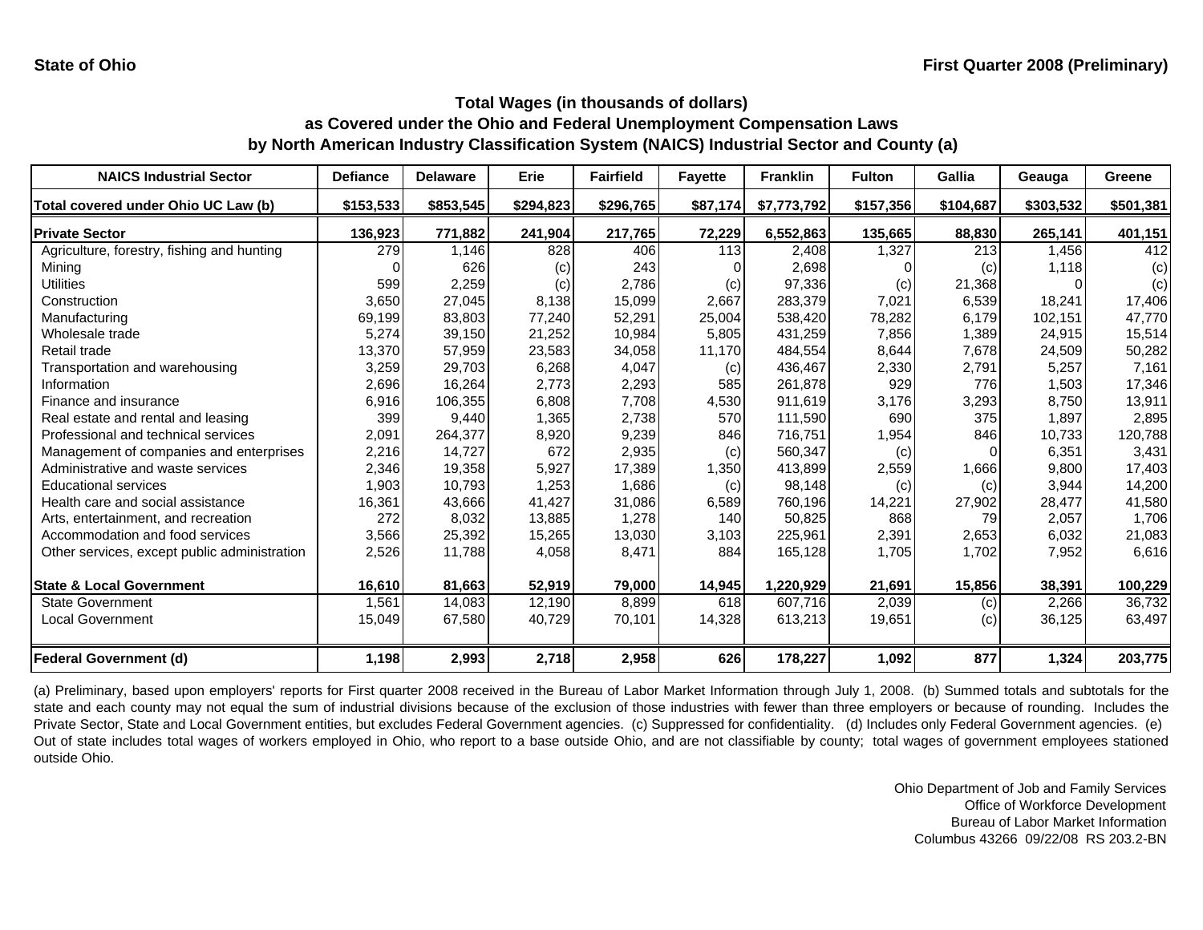State of Ohio

First Quarter 2008 (Preliminary)

## Total Wages (in thousands of dollars) as Covered under the Ohio and Federal Unemployment Compensation Laws by North American Industry Classification System (NAICS) Industrial Sector and County (a)

| NAICS Industrial Sector | Defiance | Delaware | Erie | Fairfield | Fayette | Franklin | Fulton | Gallia | Geauga | Greene |
|---|---|---|---|---|---|---|---|---|---|---|
| **Total covered under Ohio UC Law (b)** | **$153,533** | **$853,545** | **$294,823** | **$296,765** | **$87,174** | **$7,773,792** | **$157,356** | **$104,687** | **$303,532** | **$501,381** |
| **Private Sector** | **136,923** | **771,882** | **241,904** | **217,765** | **72,229** | **6,552,863** | **135,665** | **88,830** | **265,141** | **401,151** |
| Agriculture, forestry, fishing and hunting | 279 | 1,146 | 828 | 406 | 113 | 2,408 | 1,327 | 213 | 1,456 | 412 |
| Mining | 0 | 626 | (c) | 243 | 0 | 2,698 | 0 | (c) | 1,118 | (c) |
| Utilities | 599 | 2,259 | (c) | 2,786 | (c) | 97,336 | (c) | 21,368 | 0 | (c) |
| Construction | 3,650 | 27,045 | 8,138 | 15,099 | 2,667 | 283,379 | 7,021 | 6,539 | 18,241 | 17,406 |
| Manufacturing | 69,199 | 83,803 | 77,240 | 52,291 | 25,004 | 538,420 | 78,282 | 6,179 | 102,151 | 47,770 |
| Wholesale trade | 5,274 | 39,150 | 21,252 | 10,984 | 5,805 | 431,259 | 7,856 | 1,389 | 24,915 | 15,514 |
| Retail trade | 13,370 | 57,959 | 23,583 | 34,058 | 11,170 | 484,554 | 8,644 | 7,678 | 24,509 | 50,282 |
| Transportation and warehousing | 3,259 | 29,703 | 6,268 | 4,047 | (c) | 436,467 | 2,330 | 2,791 | 5,257 | 7,161 |
| Information | 2,696 | 16,264 | 2,773 | 2,293 | 585 | 261,878 | 929 | 776 | 1,503 | 17,346 |
| Finance and insurance | 6,916 | 106,355 | 6,808 | 7,708 | 4,530 | 911,619 | 3,176 | 3,293 | 8,750 | 13,911 |
| Real estate and rental and leasing | 399 | 9,440 | 1,365 | 2,738 | 570 | 111,590 | 690 | 375 | 1,897 | 2,895 |
| Professional and technical services | 2,091 | 264,377 | 8,920 | 9,239 | 846 | 716,751 | 1,954 | 846 | 10,733 | 120,788 |
| Management of companies and enterprises | 2,216 | 14,727 | 672 | 2,935 | (c) | 560,347 | (c) | 0 | 6,351 | 3,431 |
| Administrative and waste services | 2,346 | 19,358 | 5,927 | 17,389 | 1,350 | 413,899 | 2,559 | 1,666 | 9,800 | 17,403 |
| Educational services | 1,903 | 10,793 | 1,253 | 1,686 | (c) | 98,148 | (c) | (c) | 3,944 | 14,200 |
| Health care and social assistance | 16,361 | 43,666 | 41,427 | 31,086 | 6,589 | 760,196 | 14,221 | 27,902 | 28,477 | 41,580 |
| Arts, entertainment, and recreation | 272 | 8,032 | 13,885 | 1,278 | 140 | 50,825 | 868 | 79 | 2,057 | 1,706 |
| Accommodation and food services | 3,566 | 25,392 | 15,265 | 13,030 | 3,103 | 225,961 | 2,391 | 2,653 | 6,032 | 21,083 |
| Other services, except public administration | 2,526 | 11,788 | 4,058 | 8,471 | 884 | 165,128 | 1,705 | 1,702 | 7,952 | 6,616 |
| **State & Local Government** | **16,610** | **81,663** | **52,919** | **79,000** | **14,945** | **1,220,929** | **21,691** | **15,856** | **38,391** | **100,229** |
| State Government | 1,561 | 14,083 | 12,190 | 8,899 | 618 | 607,716 | 2,039 | (c) | 2,266 | 36,732 |
| Local Government | 15,049 | 67,580 | 40,729 | 70,101 | 14,328 | 613,213 | 19,651 | (c) | 36,125 | 63,497 |
| **Federal Government (d)** | **1,198** | **2,993** | **2,718** | **2,958** | **626** | **178,227** | **1,092** | **877** | **1,324** | **203,775** |

(a) Preliminary, based upon employers' reports for First quarter 2008 received in the Bureau of Labor Market Information through July 1, 2008. (b) Summed totals and subtotals for the state and each county may not equal the sum of industrial divisions because of the exclusion of those industries with fewer than three employers or because of rounding. Includes the Private Sector, State and Local Government entities, but excludes Federal Government agencies. (c) Suppressed for confidentiality. (d) Includes only Federal Government agencies. (e) Out of state includes total wages of workers employed in Ohio, who report to a base outside Ohio, and are not classifiable by county; total wages of government employees stationed outside Ohio.

Ohio Department of Job and Family Services
Office of Workforce Development
Bureau of Labor Market Information
Columbus 43266 09/22/08 RS 203.2-BN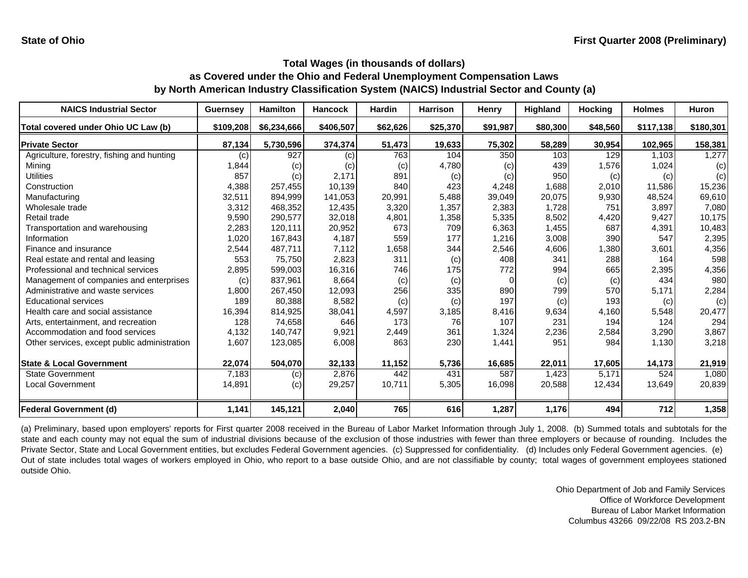State of Ohio

First Quarter 2008 (Preliminary)

## Total Wages (in thousands of dollars) as Covered under the Ohio and Federal Unemployment Compensation Laws by North American Industry Classification System (NAICS) Industrial Sector and County (a)

| NAICS Industrial Sector | Guernsey | Hamilton | Hancock | Hardin | Harrison | Henry | Highland | Hocking | Holmes | Huron |
|---|---|---|---|---|---|---|---|---|---|---|
| Total covered under Ohio UC Law (b) | $109,208 | $6,234,666 | $406,507 | $62,626 | $25,370 | $91,987 | $80,300 | $48,560 | $117,138 | $180,301 |
| **Private Sector** | 87,134 | 5,730,596 | 374,374 | 51,473 | 19,633 | 75,302 | 58,289 | 30,954 | 102,965 | 158,381 |
| Agriculture, forestry, fishing and hunting | (c) | 927 | (c) | 763 | 104 | 350 | 103 | 129 | 1,103 | 1,277 |
| Mining | 1,844 | (c) | (c) | (c) | 4,780 | (c) | 439 | 1,576 | 1,024 | (c) |
| Utilities | 857 | (c) | 2,171 | 891 | (c) | (c) | 950 | (c) | (c) | (c) |
| Construction | 4,388 | 257,455 | 10,139 | 840 | 423 | 4,248 | 1,688 | 2,010 | 11,586 | 15,236 |
| Manufacturing | 32,511 | 894,999 | 141,053 | 20,991 | 5,488 | 39,049 | 20,075 | 9,930 | 48,524 | 69,610 |
| Wholesale trade | 3,312 | 468,352 | 12,435 | 3,320 | 1,357 | 2,383 | 1,728 | 751 | 3,897 | 7,080 |
| Retail trade | 9,590 | 290,577 | 32,018 | 4,801 | 1,358 | 5,335 | 8,502 | 4,420 | 9,427 | 10,175 |
| Transportation and warehousing | 2,283 | 120,111 | 20,952 | 673 | 709 | 6,363 | 1,455 | 687 | 4,391 | 10,483 |
| Information | 1,020 | 167,843 | 4,187 | 559 | 177 | 1,216 | 3,008 | 390 | 547 | 2,395 |
| Finance and insurance | 2,544 | 487,711 | 7,112 | 1,658 | 344 | 2,546 | 4,606 | 1,380 | 3,601 | 4,356 |
| Real estate and rental and leasing | 553 | 75,750 | 2,823 | 311 | (c) | 408 | 341 | 288 | 164 | 598 |
| Professional and technical services | 2,895 | 599,003 | 16,316 | 746 | 175 | 772 | 994 | 665 | 2,395 | 4,356 |
| Management of companies and enterprises | (c) | 837,961 | 8,664 | (c) | (c) | 0 | (c) | (c) | 434 | 980 |
| Administrative and waste services | 1,800 | 267,450 | 12,093 | 256 | 335 | 890 | 799 | 570 | 5,171 | 2,284 |
| Educational services | 189 | 80,388 | 8,582 | (c) | (c) | 197 | (c) | 193 | (c) | (c) |
| Health care and social assistance | 16,394 | 814,925 | 38,041 | 4,597 | 3,185 | 8,416 | 9,634 | 4,160 | 5,548 | 20,477 |
| Arts, entertainment, and recreation | 128 | 74,658 | 646 | 173 | 76 | 107 | 231 | 194 | 124 | 294 |
| Accommodation and food services | 4,132 | 140,747 | 9,921 | 2,449 | 361 | 1,324 | 2,236 | 2,584 | 3,290 | 3,867 |
| Other services, except public administration | 1,607 | 123,085 | 6,008 | 863 | 230 | 1,441 | 951 | 984 | 1,130 | 3,218 |
| **State & Local Government** | 22,074 | 504,070 | 32,133 | 11,152 | 5,736 | 16,685 | 22,011 | 17,605 | 14,173 | 21,919 |
| State Government | 7,183 | (c) | 2,876 | 442 | 431 | 587 | 1,423 | 5,171 | 524 | 1,080 |
| Local Government | 14,891 | (c) | 29,257 | 10,711 | 5,305 | 16,098 | 20,588 | 12,434 | 13,649 | 20,839 |
| **Federal Government (d)** | 1,141 | 145,121 | 2,040 | 765 | 616 | 1,287 | 1,176 | 494 | 712 | 1,358 |

(a) Preliminary, based upon employers' reports for First quarter 2008 received in the Bureau of Labor Market Information through July 1, 2008. (b) Summed totals and subtotals for the state and each county may not equal the sum of industrial divisions because of the exclusion of those industries with fewer than three employers or because of rounding. Includes the Private Sector, State and Local Government entities, but excludes Federal Government agencies. (c) Suppressed for confidentiality. (d) Includes only Federal Government agencies. (e) Out of state includes total wages of workers employed in Ohio, who report to a base outside Ohio, and are not classifiable by county; total wages of government employees stationed outside Ohio.

Ohio Department of Job and Family Services
Office of Workforce Development
Bureau of Labor Market Information
Columbus 43266 09/22/08 RS 203.2-BN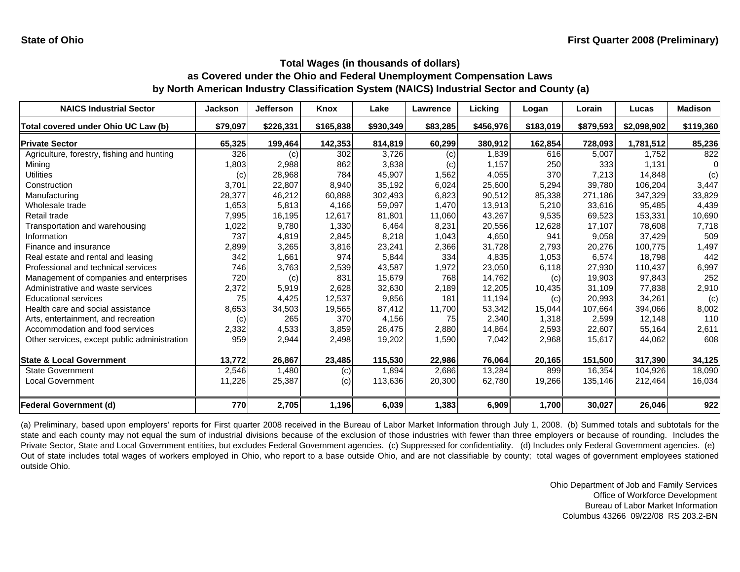State of Ohio

First Quarter 2008 (Preliminary)

## Total Wages (in thousands of dollars)
## as Covered under the Ohio and Federal Unemployment Compensation Laws
## by North American Industry Classification System (NAICS) Industrial Sector and County (a)

| NAICS Industrial Sector | Jackson | Jefferson | Knox | Lake | Lawrence | Licking | Logan | Lorain | Lucas | Madison |
|---|---|---|---|---|---|---|---|---|---|---|
| **Total covered under Ohio UC Law (b)** | **$79,097** | **$226,331** | **$165,838** | **$930,349** | **$83,285** | **$456,976** | **$183,019** | **$879,593** | **$2,098,902** | **$119,360** |
| **Private Sector** | **65,325** | **199,464** | **142,353** | **814,819** | **60,299** | **380,912** | **162,854** | **728,093** | **1,781,512** | **85,236** |
| Agriculture, forestry, fishing and hunting | 326 | (c) | 302 | 3,726 | (c) | 1,839 | 616 | 5,007 | 1,752 | 822 |
| Mining | 1,803 | 2,988 | 862 | 3,838 | (c) | 1,157 | 250 | 333 | 1,131 | 0 |
| Utilities | (c) | 28,968 | 784 | 45,907 | 1,562 | 4,055 | 370 | 7,213 | 14,848 | (c) |
| Construction | 3,701 | 22,807 | 8,940 | 35,192 | 6,024 | 25,600 | 5,294 | 39,780 | 106,204 | 3,447 |
| Manufacturing | 28,377 | 46,212 | 60,888 | 302,493 | 6,823 | 90,512 | 85,338 | 271,186 | 347,329 | 33,829 |
| Wholesale trade | 1,653 | 5,813 | 4,166 | 59,097 | 1,470 | 13,913 | 5,210 | 33,616 | 95,485 | 4,439 |
| Retail trade | 7,995 | 16,195 | 12,617 | 81,801 | 11,060 | 43,267 | 9,535 | 69,523 | 153,331 | 10,690 |
| Transportation and warehousing | 1,022 | 9,780 | 1,330 | 6,464 | 8,231 | 20,556 | 12,628 | 17,107 | 78,608 | 7,718 |
| Information | 737 | 4,819 | 2,845 | 8,218 | 1,043 | 4,650 | 941 | 9,058 | 37,429 | 509 |
| Finance and insurance | 2,899 | 3,265 | 3,816 | 23,241 | 2,366 | 31,728 | 2,793 | 20,276 | 100,775 | 1,497 |
| Real estate and rental and leasing | 342 | 1,661 | 974 | 5,844 | 334 | 4,835 | 1,053 | 6,574 | 18,798 | 442 |
| Professional and technical services | 746 | 3,763 | 2,539 | 43,587 | 1,972 | 23,050 | 6,118 | 27,930 | 110,437 | 6,997 |
| Management of companies and enterprises | 720 | (c) | 831 | 15,679 | 768 | 14,762 | (c) | 19,903 | 97,843 | 252 |
| Administrative and waste services | 2,372 | 5,919 | 2,628 | 32,630 | 2,189 | 12,205 | 10,435 | 31,109 | 77,838 | 2,910 |
| Educational services | 75 | 4,425 | 12,537 | 9,856 | 181 | 11,194 | (c) | 20,993 | 34,261 | (c) |
| Health care and social assistance | 8,653 | 34,503 | 19,565 | 87,412 | 11,700 | 53,342 | 15,044 | 107,664 | 394,066 | 8,002 |
| Arts, entertainment, and recreation | (c) | 265 | 370 | 4,156 | 75 | 2,340 | 1,318 | 2,599 | 12,148 | 110 |
| Accommodation and food services | 2,332 | 4,533 | 3,859 | 26,475 | 2,880 | 14,864 | 2,593 | 22,607 | 55,164 | 2,611 |
| Other services, except public administration | 959 | 2,944 | 2,498 | 19,202 | 1,590 | 7,042 | 2,968 | 15,617 | 44,062 | 608 |
| **State & Local Government** | **13,772** | **26,867** | **23,485** | **115,530** | **22,986** | **76,064** | **20,165** | **151,500** | **317,390** | **34,125** |
| State Government | 2,546 | 1,480 | (c) | 1,894 | 2,686 | 13,284 | 899 | 16,354 | 104,926 | 18,090 |
| Local Government | 11,226 | 25,387 | (c) | 113,636 | 20,300 | 62,780 | 19,266 | 135,146 | 212,464 | 16,034 |
| **Federal Government (d)** | **770** | **2,705** | **1,196** | **6,039** | **1,383** | **6,909** | **1,700** | **30,027** | **26,046** | **922** |

(a) Preliminary, based upon employers' reports for First quarter 2008 received in the Bureau of Labor Market Information through July 1, 2008. (b) Summed totals and subtotals for the state and each county may not equal the sum of industrial divisions because of the exclusion of those industries with fewer than three employers or because of rounding. Includes the Private Sector, State and Local Government entities, but excludes Federal Government agencies. (c) Suppressed for confidentiality. (d) Includes only Federal Government agencies. (e) Out of state includes total wages of workers employed in Ohio, who report to a base outside Ohio, and are not classifiable by county; total wages of government employees stationed outside Ohio.

Ohio Department of Job and Family Services
Office of Workforce Development
Bureau of Labor Market Information
Columbus 43266 09/22/08 RS 203.2-BN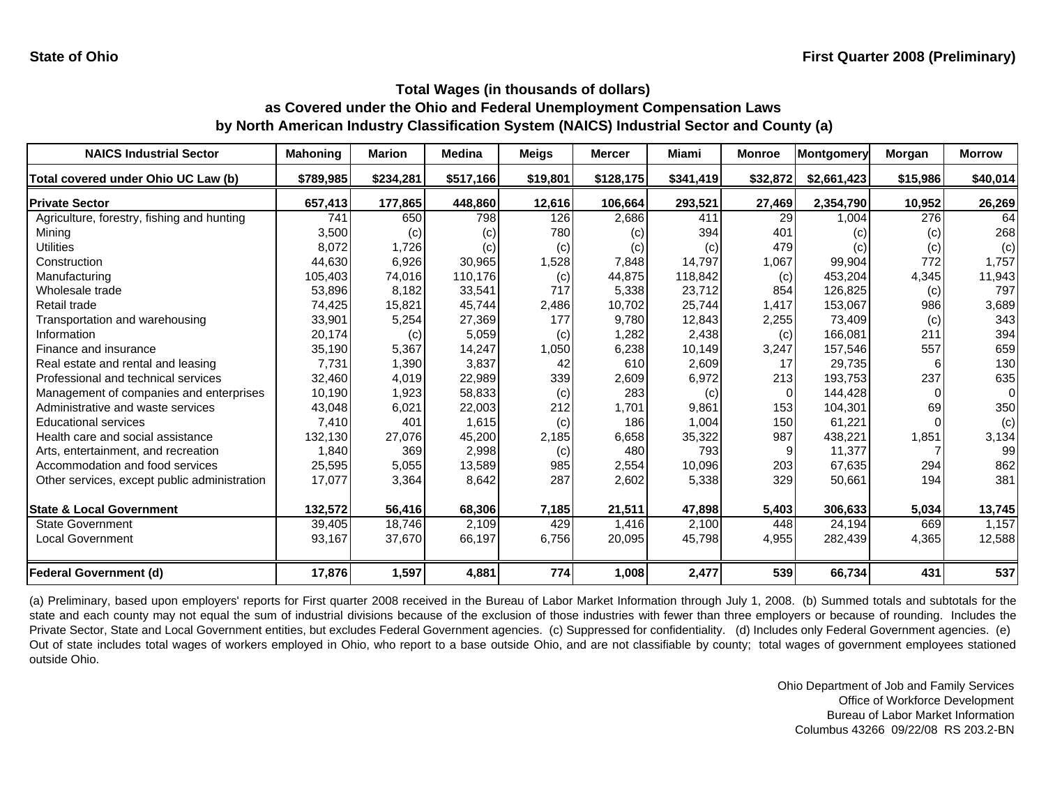State of Ohio

First Quarter 2008 (Preliminary)

## Total Wages (in thousands of dollars) as Covered under the Ohio and Federal Unemployment Compensation Laws by North American Industry Classification System (NAICS) Industrial Sector and County (a)

| NAICS Industrial Sector | Mahoning | Marion | Medina | Meigs | Mercer | Miami | Monroe | Montgomery | Morgan | Morrow |
|---|---|---|---|---|---|---|---|---|---|---|
| Total covered under Ohio UC Law (b) | $789,985 | $234,281 | $517,166 | $19,801 | $128,175 | $341,419 | $32,872 | $2,661,423 | $15,986 | $40,014 |
| **Private Sector** | 657,413 | 177,865 | 448,860 | 12,616 | 106,664 | 293,521 | 27,469 | 2,354,790 | 10,952 | 26,269 |
| Agriculture, forestry, fishing and hunting | 741 | 650 | 798 | 126 | 2,686 | 411 | 29 | 1,004 | 276 | 64 |
| Mining | 3,500 | (c) | (c) | 780 | (c) | 394 | 401 | (c) | (c) | 268 |
| Utilities | 8,072 | 1,726 | (c) | (c) | (c) | (c) | 479 | (c) | (c) | (c) |
| Construction | 44,630 | 6,926 | 30,965 | 1,528 | 7,848 | 14,797 | 1,067 | 99,904 | 772 | 1,757 |
| Manufacturing | 105,403 | 74,016 | 110,176 | (c) | 44,875 | 118,842 | (c) | 453,204 | 4,345 | 11,943 |
| Wholesale trade | 53,896 | 8,182 | 33,541 | 717 | 5,338 | 23,712 | 854 | 126,825 | (c) | 797 |
| Retail trade | 74,425 | 15,821 | 45,744 | 2,486 | 10,702 | 25,744 | 1,417 | 153,067 | 986 | 3,689 |
| Transportation and warehousing | 33,901 | 5,254 | 27,369 | 177 | 9,780 | 12,843 | 2,255 | 73,409 | (c) | 343 |
| Information | 20,174 | (c) | 5,059 | (c) | 1,282 | 2,438 | (c) | 166,081 | 211 | 394 |
| Finance and insurance | 35,190 | 5,367 | 14,247 | 1,050 | 6,238 | 10,149 | 3,247 | 157,546 | 557 | 659 |
| Real estate and rental and leasing | 7,731 | 1,390 | 3,837 | 42 | 610 | 2,609 | 17 | 29,735 | 6 | 130 |
| Professional and technical services | 32,460 | 4,019 | 22,989 | 339 | 2,609 | 6,972 | 213 | 193,753 | 237 | 635 |
| Management of companies and enterprises | 10,190 | 1,923 | 58,833 | (c) | 283 | (c) | 0 | 144,428 | 0 | 0 |
| Administrative and waste services | 43,048 | 6,021 | 22,003 | 212 | 1,701 | 9,861 | 153 | 104,301 | 69 | 350 |
| Educational services | 7,410 | 401 | 1,615 | (c) | 186 | 1,004 | 150 | 61,221 | 0 | (c) |
| Health care and social assistance | 132,130 | 27,076 | 45,200 | 2,185 | 6,658 | 35,322 | 987 | 438,221 | 1,851 | 3,134 |
| Arts, entertainment, and recreation | 1,840 | 369 | 2,998 | (c) | 480 | 793 | 9 | 11,377 | 7 | 99 |
| Accommodation and food services | 25,595 | 5,055 | 13,589 | 985 | 2,554 | 10,096 | 203 | 67,635 | 294 | 862 |
| Other services, except public administration | 17,077 | 3,364 | 8,642 | 287 | 2,602 | 5,338 | 329 | 50,661 | 194 | 381 |
| **State & Local Government** | 132,572 | 56,416 | 68,306 | 7,185 | 21,511 | 47,898 | 5,403 | 306,633 | 5,034 | 13,745 |
| State Government | 39,405 | 18,746 | 2,109 | 429 | 1,416 | 2,100 | 448 | 24,194 | 669 | 1,157 |
| Local Government | 93,167 | 37,670 | 66,197 | 6,756 | 20,095 | 45,798 | 4,955 | 282,439 | 4,365 | 12,588 |
| **Federal Government (d)** | 17,876 | 1,597 | 4,881 | 774 | 1,008 | 2,477 | 539 | 66,734 | 431 | 537 |

(a) Preliminary, based upon employers' reports for First quarter 2008 received in the Bureau of Labor Market Information through July 1, 2008. (b) Summed totals and subtotals for the state and each county may not equal the sum of industrial divisions because of the exclusion of those industries with fewer than three employers or because of rounding. Includes the Private Sector, State and Local Government entities, but excludes Federal Government agencies. (c) Suppressed for confidentiality. (d) Includes only Federal Government agencies. (e) Out of state includes total wages of workers employed in Ohio, who report to a base outside Ohio, and are not classifiable by county; total wages of government employees stationed outside Ohio.

Ohio Department of Job and Family Services
Office of Workforce Development
Bureau of Labor Market Information
Columbus 43266 09/22/08 RS 203.2-BN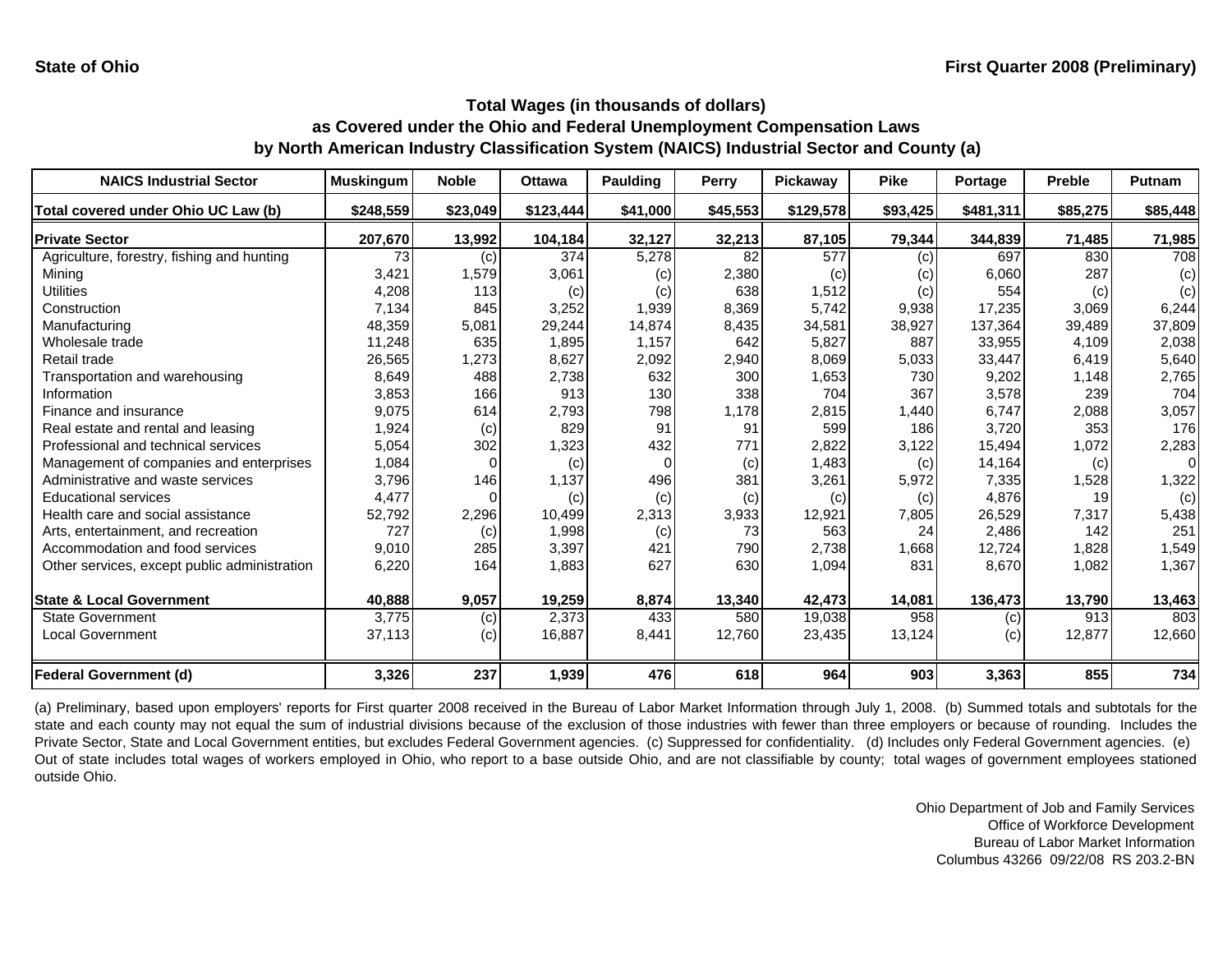State of Ohio

First Quarter 2008 (Preliminary)

## Total Wages (in thousands of dollars) as Covered under the Ohio and Federal Unemployment Compensation Laws by North American Industry Classification System (NAICS) Industrial Sector and County (a)

| NAICS Industrial Sector | Muskingum | Noble | Ottawa | Paulding | Perry | Pickaway | Pike | Portage | Preble | Putnam |
|---|---|---|---|---|---|---|---|---|---|---|
| **Total covered under Ohio UC Law (b)** | **$248,559** | **$23,049** | **$123,444** | **$41,000** | **$45,553** | **$129,578** | **$93,425** | **$481,311** | **$85,275** | **$85,448** |
| **Private Sector** | **207,670** | **13,992** | **104,184** | **32,127** | **32,213** | **87,105** | **79,344** | **344,839** | **71,485** | **71,985** |
| Agriculture, forestry, fishing and hunting | 73 | (c) | 374 | 5,278 | 82 | 577 | (c) | 697 | 830 | 708 |
| Mining | 3,421 | 1,579 | 3,061 | (c) | 2,380 | (c) | (c) | 6,060 | 287 | (c) |
| Utilities | 4,208 | 113 | (c) | (c) | 638 | 1,512 | (c) | 554 | (c) | (c) |
| Construction | 7,134 | 845 | 3,252 | 1,939 | 8,369 | 5,742 | 9,938 | 17,235 | 3,069 | 6,244 |
| Manufacturing | 48,359 | 5,081 | 29,244 | 14,874 | 8,435 | 34,581 | 38,927 | 137,364 | 39,489 | 37,809 |
| Wholesale trade | 11,248 | 635 | 1,895 | 1,157 | 642 | 5,827 | 887 | 33,955 | 4,109 | 2,038 |
| Retail trade | 26,565 | 1,273 | 8,627 | 2,092 | 2,940 | 8,069 | 5,033 | 33,447 | 6,419 | 5,640 |
| Transportation and warehousing | 8,649 | 488 | 2,738 | 632 | 300 | 1,653 | 730 | 9,202 | 1,148 | 2,765 |
| Information | 3,853 | 166 | 913 | 130 | 338 | 704 | 367 | 3,578 | 239 | 704 |
| Finance and insurance | 9,075 | 614 | 2,793 | 798 | 1,178 | 2,815 | 1,440 | 6,747 | 2,088 | 3,057 |
| Real estate and rental and leasing | 1,924 | (c) | 829 | 91 | 91 | 599 | 186 | 3,720 | 353 | 176 |
| Professional and technical services | 5,054 | 302 | 1,323 | 432 | 771 | 2,822 | 3,122 | 15,494 | 1,072 | 2,283 |
| Management of companies and enterprises | 1,084 | 0 | (c) | 0 | (c) | 1,483 | (c) | 14,164 | (c) | 0 |
| Administrative and waste services | 3,796 | 146 | 1,137 | 496 | 381 | 3,261 | 5,972 | 7,335 | 1,528 | 1,322 |
| Educational services | 4,477 | 0 | (c) | (c) | (c) | (c) | (c) | 4,876 | 19 | (c) |
| Health care and social assistance | 52,792 | 2,296 | 10,499 | 2,313 | 3,933 | 12,921 | 7,805 | 26,529 | 7,317 | 5,438 |
| Arts, entertainment, and recreation | 727 | (c) | 1,998 | (c) | 73 | 563 | 24 | 2,486 | 142 | 251 |
| Accommodation and food services | 9,010 | 285 | 3,397 | 421 | 790 | 2,738 | 1,668 | 12,724 | 1,828 | 1,549 |
| Other services, except public administration | 6,220 | 164 | 1,883 | 627 | 630 | 1,094 | 831 | 8,670 | 1,082 | 1,367 |
| **State & Local Government** | **40,888** | **9,057** | **19,259** | **8,874** | **13,340** | **42,473** | **14,081** | **136,473** | **13,790** | **13,463** |
| State Government | 3,775 | (c) | 2,373 | 433 | 580 | 19,038 | 958 | (c) | 913 | 803 |
| Local Government | 37,113 | (c) | 16,887 | 8,441 | 12,760 | 23,435 | 13,124 | (c) | 12,877 | 12,660 |
| **Federal Government (d)** | **3,326** | **237** | **1,939** | **476** | **618** | **964** | **903** | **3,363** | **855** | **734** |

(a) Preliminary, based upon employers' reports for First quarter 2008 received in the Bureau of Labor Market Information through July 1, 2008. (b) Summed totals and subtotals for the state and each county may not equal the sum of industrial divisions because of the exclusion of those industries with fewer than three employers or because of rounding. Includes the Private Sector, State and Local Government entities, but excludes Federal Government agencies. (c) Suppressed for confidentiality. (d) Includes only Federal Government agencies. (e) Out of state includes total wages of workers employed in Ohio, who report to a base outside Ohio, and are not classifiable by county; total wages of government employees stationed outside Ohio.

Ohio Department of Job and Family Services
Office of Workforce Development
Bureau of Labor Market Information
Columbus 43266 09/22/08 RS 203.2-BN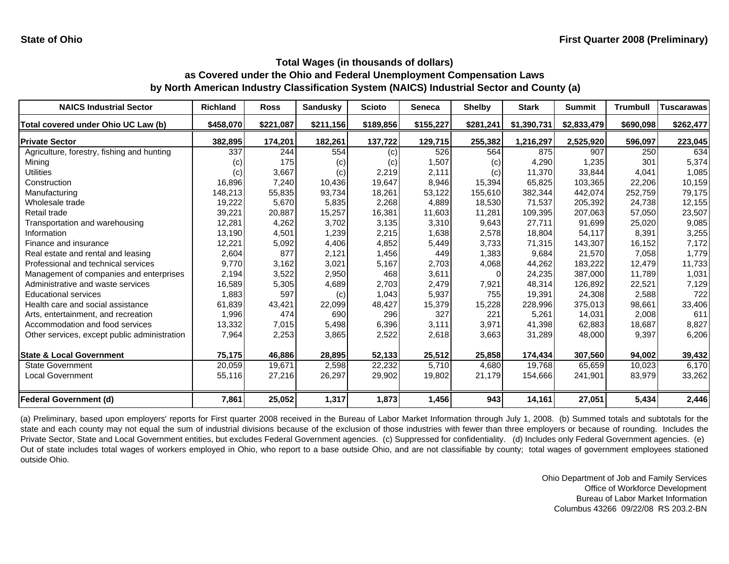State of Ohio | First Quarter 2008 (Preliminary)

### Total Wages (in thousands of dollars)
### as Covered under the Ohio and Federal Unemployment Compensation Laws
### by North American Industry Classification System (NAICS) Industrial Sector and County (a)

| NAICS Industrial Sector | Richland | Ross | Sandusky | Scioto | Seneca | Shelby | Stark | Summit | Trumbull | Tuscarawas |
|---|---|---|---|---|---|---|---|---|---|---|
| Total covered under Ohio UC Law (b) | $458,070 | $221,087 | $211,156 | $189,856 | $155,227 | $281,241 | $1,390,731 | $2,833,479 | $690,098 | $262,477 |
| **Private Sector** | **382,895** | **174,201** | **182,261** | **137,722** | **129,715** | **255,382** | **1,216,297** | **2,525,920** | **596,097** | **223,045** |
| Agriculture, forestry, fishing and hunting | 337 | 244 | 554 | (c) | 526 | 564 | 875 | 907 | 250 | 634 |
| Mining | (c) | 175 | (c) | (c) | 1,507 | (c) | 4,290 | 1,235 | 301 | 5,374 |
| Utilities | (c) | 3,667 | (c) | 2,219 | 2,111 | (c) | 11,370 | 33,844 | 4,041 | 1,085 |
| Construction | 16,896 | 7,240 | 10,436 | 19,647 | 8,946 | 15,394 | 65,825 | 103,365 | 22,206 | 10,159 |
| Manufacturing | 148,213 | 55,835 | 93,734 | 18,261 | 53,122 | 155,610 | 382,344 | 442,074 | 252,759 | 79,175 |
| Wholesale trade | 19,222 | 5,670 | 5,835 | 2,268 | 4,889 | 18,530 | 71,537 | 205,392 | 24,738 | 12,155 |
| Retail trade | 39,221 | 20,887 | 15,257 | 16,381 | 11,603 | 11,281 | 109,395 | 207,063 | 57,050 | 23,507 |
| Transportation and warehousing | 12,281 | 4,262 | 3,702 | 3,135 | 3,310 | 9,643 | 27,711 | 91,699 | 25,020 | 9,085 |
| Information | 13,190 | 4,501 | 1,239 | 2,215 | 1,638 | 2,578 | 18,804 | 54,117 | 8,391 | 3,255 |
| Finance and insurance | 12,221 | 5,092 | 4,406 | 4,852 | 5,449 | 3,733 | 71,315 | 143,307 | 16,152 | 7,172 |
| Real estate and rental and leasing | 2,604 | 877 | 2,121 | 1,456 | 449 | 1,383 | 9,684 | 21,570 | 7,058 | 1,779 |
| Professional and technical services | 9,770 | 3,162 | 3,021 | 5,167 | 2,703 | 4,068 | 44,262 | 183,222 | 12,479 | 11,733 |
| Management of companies and enterprises | 2,194 | 3,522 | 2,950 | 468 | 3,611 | 0 | 24,235 | 387,000 | 11,789 | 1,031 |
| Administrative and waste services | 16,589 | 5,305 | 4,689 | 2,703 | 2,479 | 7,921 | 48,314 | 126,892 | 22,521 | 7,129 |
| Educational services | 1,883 | 597 | (c) | 1,043 | 5,937 | 755 | 19,391 | 24,308 | 2,588 | 722 |
| Health care and social assistance | 61,839 | 43,421 | 22,099 | 48,427 | 15,379 | 15,228 | 228,996 | 375,013 | 98,661 | 33,406 |
| Arts, entertainment, and recreation | 1,996 | 474 | 690 | 296 | 327 | 221 | 5,261 | 14,031 | 2,008 | 611 |
| Accommodation and food services | 13,332 | 7,015 | 5,498 | 6,396 | 3,111 | 3,971 | 41,398 | 62,883 | 18,687 | 8,827 |
| Other services, except public administration | 7,964 | 2,253 | 3,865 | 2,522 | 2,618 | 3,663 | 31,289 | 48,000 | 9,397 | 6,206 |
| **State & Local Government** | **75,175** | **46,886** | **28,895** | **52,133** | **25,512** | **25,858** | **174,434** | **307,560** | **94,002** | **39,432** |
| State Government | 20,059 | 19,671 | 2,598 | 22,232 | 5,710 | 4,680 | 19,768 | 65,659 | 10,023 | 6,170 |
| Local Government | 55,116 | 27,216 | 26,297 | 29,902 | 19,802 | 21,179 | 154,666 | 241,901 | 83,979 | 33,262 |
| **Federal Government (d)** | **7,861** | **25,052** | **1,317** | **1,873** | **1,456** | **943** | **14,161** | **27,051** | **5,434** | **2,446** |

(a) Preliminary, based upon employers' reports for First quarter 2008 received in the Bureau of Labor Market Information through July 1, 2008. (b) Summed totals and subtotals for the state and each county may not equal the sum of industrial divisions because of the exclusion of those industries with fewer than three employers or because of rounding. Includes the Private Sector, State and Local Government entities, but excludes Federal Government agencies. (c) Suppressed for confidentiality. (d) Includes only Federal Government agencies. (e) Out of state includes total wages of workers employed in Ohio, who report to a base outside Ohio, and are not classifiable by county; total wages of government employees stationed outside Ohio.

Ohio Department of Job and Family Services
Office of Workforce Development
Bureau of Labor Market Information
Columbus 43266 09/22/08 RS 203.2-BN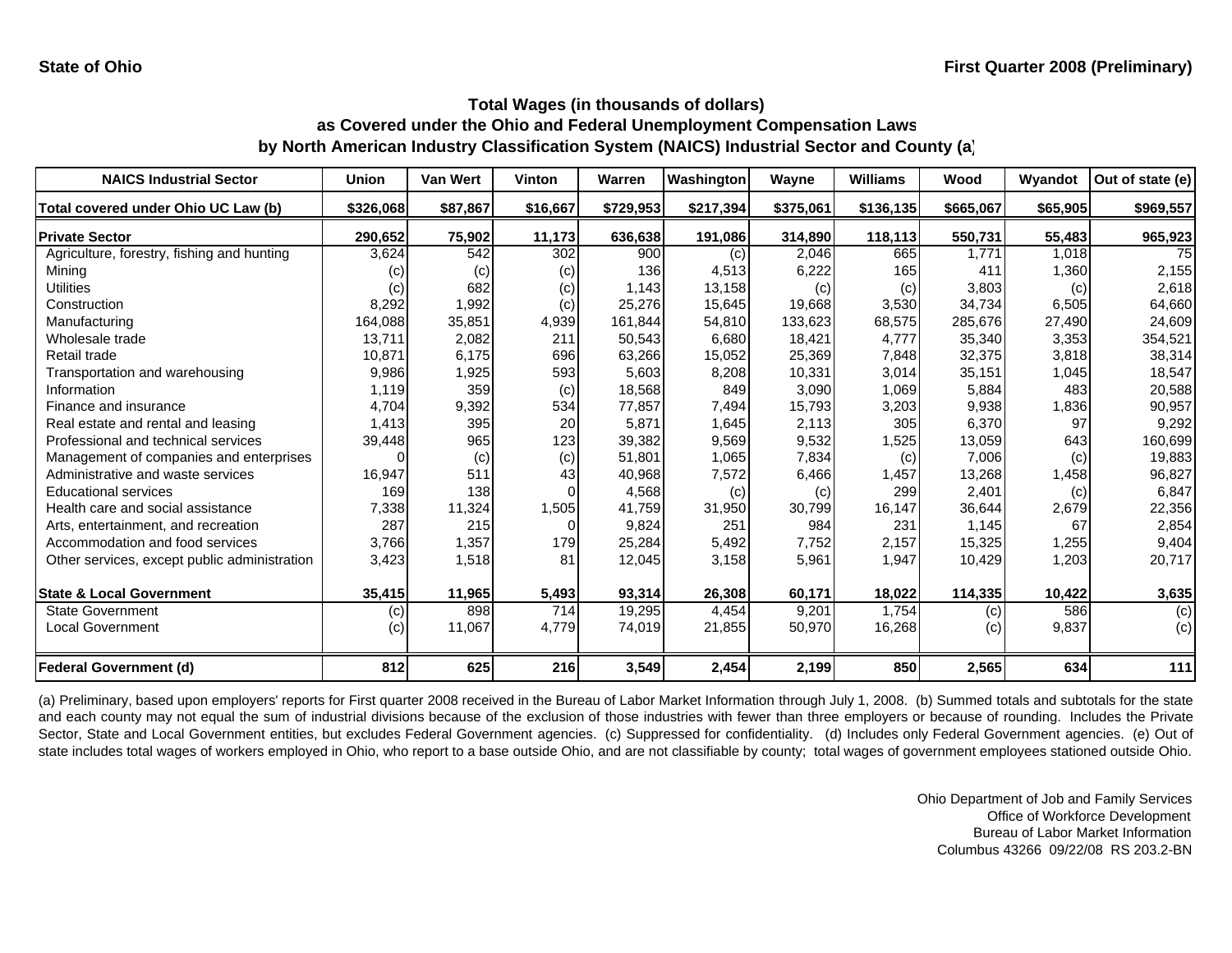State of Ohio

First Quarter 2008 (Preliminary)

## Total Wages (in thousands of dollars)
## as Covered under the Ohio and Federal Unemployment Compensation Laws
## by North American Industry Classification System (NAICS) Industrial Sector and County (a)

| NAICS Industrial Sector | Union | Van Wert | Vinton | Warren | Washington | Wayne | Williams | Wood | Wyandot | Out of state (e) |
|---|---|---|---|---|---|---|---|---|---|---|
| **Total covered under Ohio UC Law (b)** | **$326,068** | **$87,867** | **$16,667** | **$729,953** | **$217,394** | **$375,061** | **$136,135** | **$665,067** | **$65,905** | **$969,557** |
| **Private Sector** | **290,652** | **75,902** | **11,173** | **636,638** | **191,086** | **314,890** | **118,113** | **550,731** | **55,483** | **965,923** |
| Agriculture, forestry, fishing and hunting | 3,624 | 542 | 302 | 900 | (c) | 2,046 | 665 | 1,771 | 1,018 | 75 |
| Mining | (c) | (c) | (c) | 136 | 4,513 | 6,222 | 165 | 411 | 1,360 | 2,155 |
| Utilities | (c) | 682 | (c) | 1,143 | 13,158 | (c) | (c) | 3,803 | (c) | 2,618 |
| Construction | 8,292 | 1,992 | (c) | 25,276 | 15,645 | 19,668 | 3,530 | 34,734 | 6,505 | 64,660 |
| Manufacturing | 164,088 | 35,851 | 4,939 | 161,844 | 54,810 | 133,623 | 68,575 | 285,676 | 27,490 | 24,609 |
| Wholesale trade | 13,711 | 2,082 | 211 | 50,543 | 6,680 | 18,421 | 4,777 | 35,340 | 3,353 | 354,521 |
| Retail trade | 10,871 | 6,175 | 696 | 63,266 | 15,052 | 25,369 | 7,848 | 32,375 | 3,818 | 38,314 |
| Transportation and warehousing | 9,986 | 1,925 | 593 | 5,603 | 8,208 | 10,331 | 3,014 | 35,151 | 1,045 | 18,547 |
| Information | 1,119 | 359 | (c) | 18,568 | 849 | 3,090 | 1,069 | 5,884 | 483 | 20,588 |
| Finance and insurance | 4,704 | 9,392 | 534 | 77,857 | 7,494 | 15,793 | 3,203 | 9,938 | 1,836 | 90,957 |
| Real estate and rental and leasing | 1,413 | 395 | 20 | 5,871 | 1,645 | 2,113 | 305 | 6,370 | 97 | 9,292 |
| Professional and technical services | 39,448 | 965 | 123 | 39,382 | 9,569 | 9,532 | 1,525 | 13,059 | 643 | 160,699 |
| Management of companies and enterprises | 0 | (c) | (c) | 51,801 | 1,065 | 7,834 | (c) | 7,006 | (c) | 19,883 |
| Administrative and waste services | 16,947 | 511 | 43 | 40,968 | 7,572 | 6,466 | 1,457 | 13,268 | 1,458 | 96,827 |
| Educational services | 169 | 138 | 0 | 4,568 | (c) | (c) | 299 | 2,401 | (c) | 6,847 |
| Health care and social assistance | 7,338 | 11,324 | 1,505 | 41,759 | 31,950 | 30,799 | 16,147 | 36,644 | 2,679 | 22,356 |
| Arts, entertainment, and recreation | 287 | 215 | 0 | 9,824 | 251 | 984 | 231 | 1,145 | 67 | 2,854 |
| Accommodation and food services | 3,766 | 1,357 | 179 | 25,284 | 5,492 | 7,752 | 2,157 | 15,325 | 1,255 | 9,404 |
| Other services, except public administration | 3,423 | 1,518 | 81 | 12,045 | 3,158 | 5,961 | 1,947 | 10,429 | 1,203 | 20,717 |
| **State & Local Government** | **35,415** | **11,965** | **5,493** | **93,314** | **26,308** | **60,171** | **18,022** | **114,335** | **10,422** | **3,635** |
| State Government | (c) | 898 | 714 | 19,295 | 4,454 | 9,201 | 1,754 | (c) | 586 | (c) |
| Local Government | (c) | 11,067 | 4,779 | 74,019 | 21,855 | 50,970 | 16,268 | (c) | 9,837 | (c) |
| **Federal Government (d)** | **812** | **625** | **216** | **3,549** | **2,454** | **2,199** | **850** | **2,565** | **634** | **111** |

(a) Preliminary, based upon employers' reports for First quarter 2008 received in the Bureau of Labor Market Information through July 1, 2008. (b) Summed totals and subtotals for the state and each county may not equal the sum of industrial divisions because of the exclusion of those industries with fewer than three employers or because of rounding. Includes the Private Sector, State and Local Government entities, but excludes Federal Government agencies. (c) Suppressed for confidentiality. (d) Includes only Federal Government agencies. (e) Out of state includes total wages of workers employed in Ohio, who report to a base outside Ohio, and are not classifiable by county; total wages of government employees stationed outside Ohio.

Ohio Department of Job and Family Services
Office of Workforce Development
Bureau of Labor Market Information
Columbus 43266 09/22/08 RS 203.2-BN